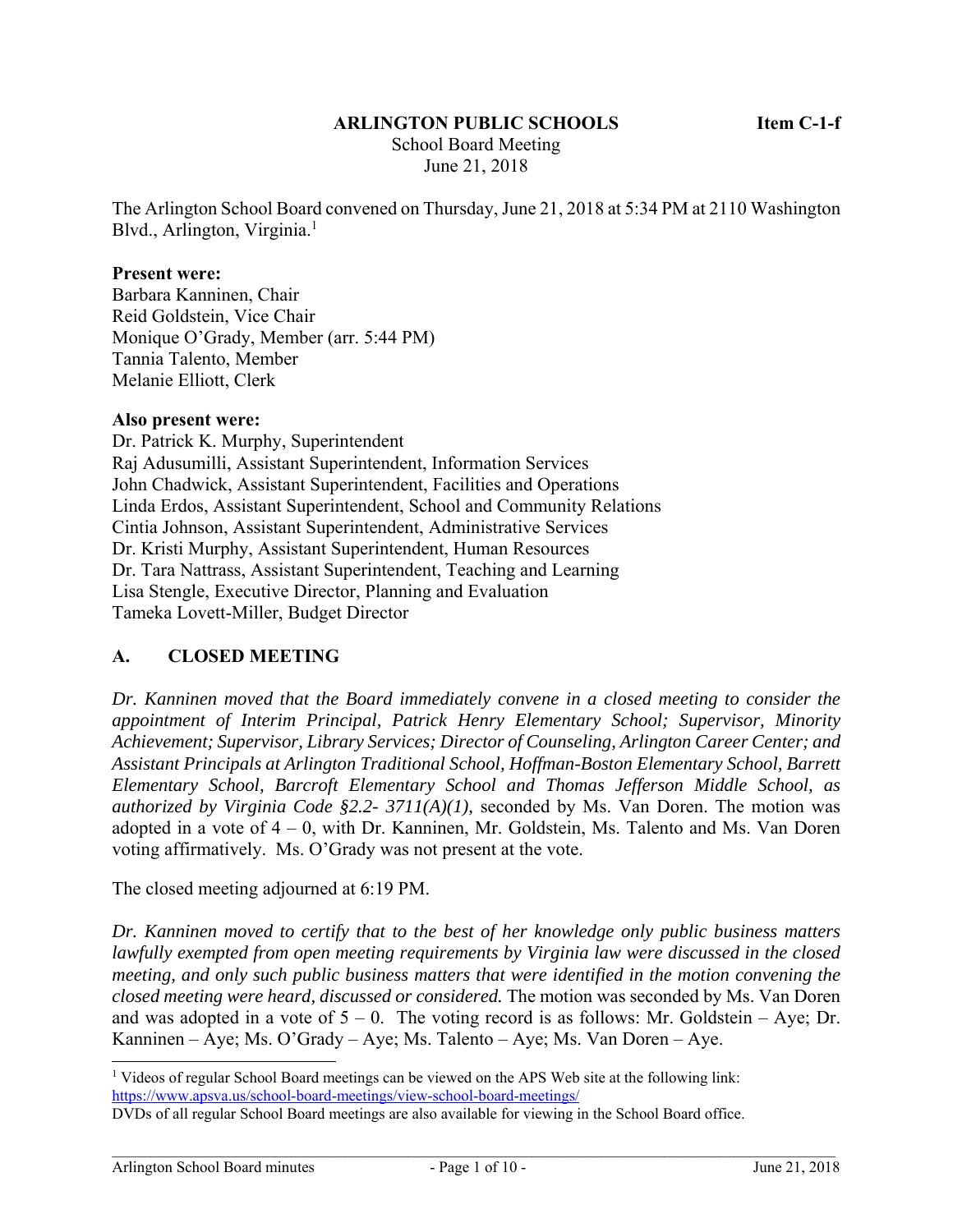**ARLINGTON PUBLIC SCHOOLS** **Item C-1-f**

School Board Meeting
June 21, 2018

The Arlington School Board convened on Thursday, June 21, 2018 at 5:34 PM at 2110 Washington Blvd., Arlington, Virginia.[1]

**Present were:**
Barbara Kanninen, Chair
Reid Goldstein, Vice Chair
Monique O'Grady, Member (arr. 5:44 PM)
Tannia Talento, Member
Melanie Elliott, Clerk

**Also present were:**
Dr. Patrick K. Murphy, Superintendent
Raj Adusumilli, Assistant Superintendent, Information Services
John Chadwick, Assistant Superintendent, Facilities and Operations
Linda Erdos, Assistant Superintendent, School and Community Relations
Cintia Johnson, Assistant Superintendent, Administrative Services
Dr. Kristi Murphy, Assistant Superintendent, Human Resources
Dr. Tara Nattrass, Assistant Superintendent, Teaching and Learning
Lisa Stengle, Executive Director, Planning and Evaluation
Tameka Lovett-Miller, Budget Director

## A. CLOSED MEETING

*Dr. Kanninen moved that the Board immediately convene in a closed meeting to consider the appointment of Interim Principal, Patrick Henry Elementary School; Supervisor, Minority Achievement; Supervisor, Library Services; Director of Counseling, Arlington Career Center; and Assistant Principals at Arlington Traditional School, Hoffman-Boston Elementary School, Barrett Elementary School, Barcroft Elementary School and Thomas Jefferson Middle School, as authorized by Virginia Code §2.2- 3711(A)(1),* seconded by Ms. Van Doren. The motion was adopted in a vote of 4 – 0, with Dr. Kanninen, Mr. Goldstein, Ms. Talento and Ms. Van Doren voting affirmatively. Ms. O'Grady was not present at the vote.

The closed meeting adjourned at 6:19 PM.

*Dr. Kanninen moved to certify that to the best of her knowledge only public business matters lawfully exempted from open meeting requirements by Virginia law were discussed in the closed meeting, and only such public business matters that were identified in the motion convening the closed meeting were heard, discussed or considered.* The motion was seconded by Ms. Van Doren and was adopted in a vote of 5 – 0. The voting record is as follows: Mr. Goldstein – Aye; Dr. Kanninen – Aye; Ms. O'Grady – Aye; Ms. Talento – Aye; Ms. Van Doren – Aye.

---

[1] Videos of regular School Board meetings can be viewed on the APS Web site at the following link: https://www.apsva.us/school-board-meetings/view-school-board-meetings/
DVDs of all regular School Board meetings are also available for viewing in the School Board office.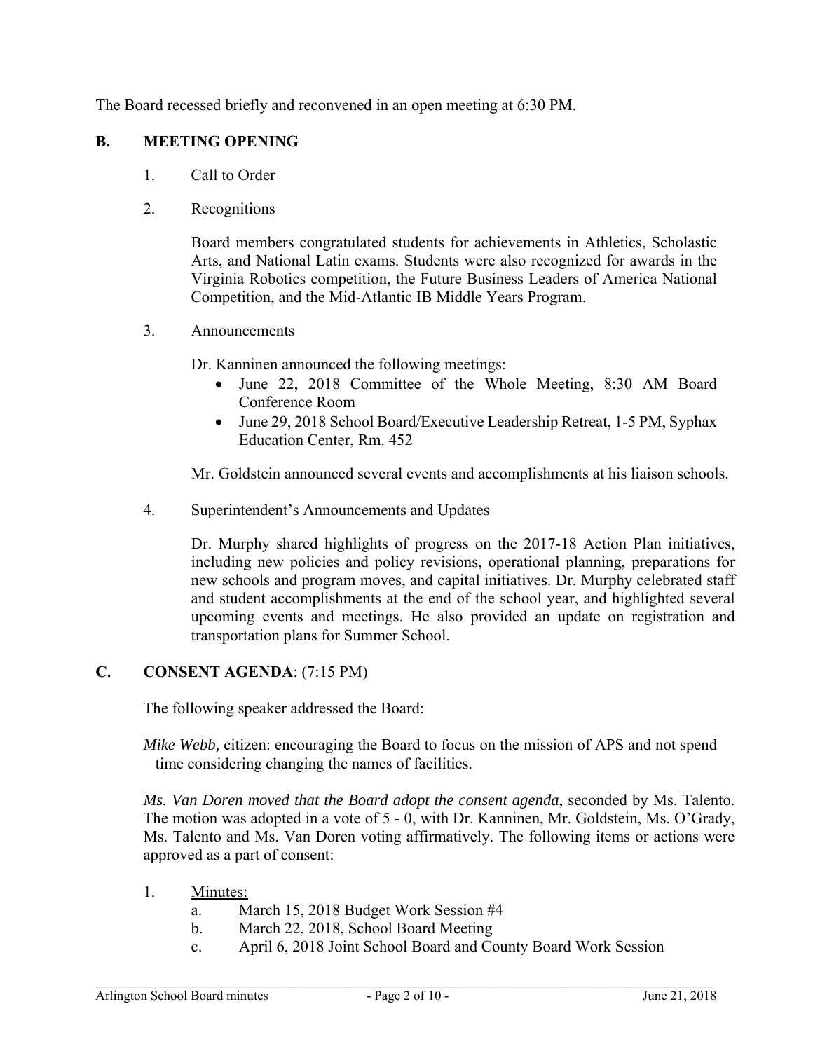The Board recessed briefly and reconvened in an open meeting at 6:30 PM.

## B. MEETING OPENING

1. Call to Order

2. Recognitions

   Board members congratulated students for achievements in Athletics, Scholastic Arts, and National Latin exams. Students were also recognized for awards in the Virginia Robotics competition, the Future Business Leaders of America National Competition, and the Mid-Atlantic IB Middle Years Program.

3. Announcements

   Dr. Kanninen announced the following meetings:
   - June 22, 2018 Committee of the Whole Meeting, 8:30 AM Board Conference Room
   - June 29, 2018 School Board/Executive Leadership Retreat, 1-5 PM, Syphax Education Center, Rm. 452

   Mr. Goldstein announced several events and accomplishments at his liaison schools.

4. Superintendent's Announcements and Updates

   Dr. Murphy shared highlights of progress on the 2017-18 Action Plan initiatives, including new policies and policy revisions, operational planning, preparations for new schools and program moves, and capital initiatives. Dr. Murphy celebrated staff and student accomplishments at the end of the school year, and highlighted several upcoming events and meetings. He also provided an update on registration and transportation plans for Summer School.

## C. CONSENT AGENDA: (7:15 PM)

The following speaker addressed the Board:

*Mike Webb,* citizen: encouraging the Board to focus on the mission of APS and not spend time considering changing the names of facilities.

*Ms. Van Doren moved that the Board adopt the consent agenda*, seconded by Ms. Talento. The motion was adopted in a vote of 5 - 0, with Dr. Kanninen, Mr. Goldstein, Ms. O'Grady, Ms. Talento and Ms. Van Doren voting affirmatively. The following items or actions were approved as a part of consent:

1. Minutes:
   a. March 15, 2018 Budget Work Session #4
   b. March 22, 2018, School Board Meeting
   c. April 6, 2018 Joint School Board and County Board Work Session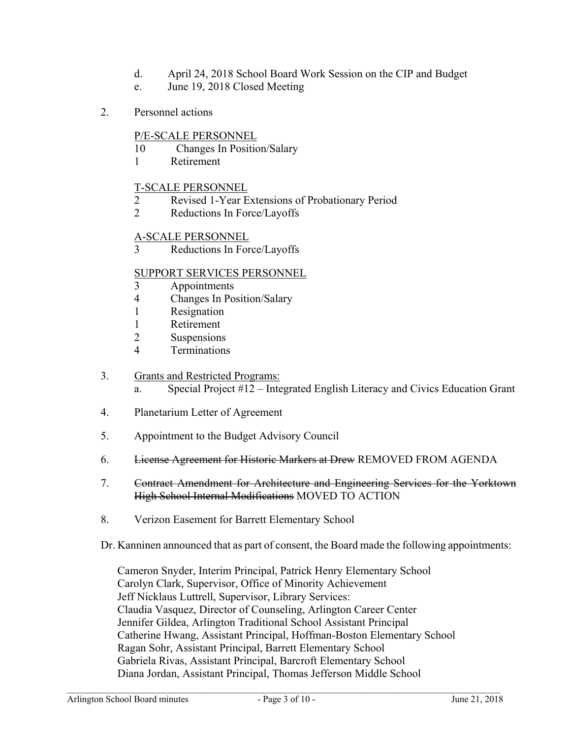d. April 24, 2018 School Board Work Session on the CIP and Budget
e. June 19, 2018 Closed Meeting

2. Personnel actions

   P/E-SCALE PERSONNEL
   10 Changes In Position/Salary
   1 Retirement

   T-SCALE PERSONNEL
   2 Revised 1-Year Extensions of Probationary Period
   2 Reductions In Force/Layoffs

   A-SCALE PERSONNEL
   3 Reductions In Force/Layoffs

   SUPPORT SERVICES PERSONNEL
   3 Appointments
   4 Changes In Position/Salary
   1 Resignation
   1 Retirement
   2 Suspensions
   4 Terminations

3. Grants and Restricted Programs:
   a. Special Project #12 – Integrated English Literacy and Civics Education Grant

4. Planetarium Letter of Agreement

5. Appointment to the Budget Advisory Council

6. ~~License Agreement for Historic Markers at Drew~~ REMOVED FROM AGENDA

7. ~~Contract Amendment for Architecture and Engineering Services for the Yorktown High School Internal Modifications~~ MOVED TO ACTION

8. Verizon Easement for Barrett Elementary School

Dr. Kanninen announced that as part of consent, the Board made the following appointments:

Cameron Snyder, Interim Principal, Patrick Henry Elementary School
Carolyn Clark, Supervisor, Office of Minority Achievement
Jeff Nicklaus Luttrell, Supervisor, Library Services:
Claudia Vasquez, Director of Counseling, Arlington Career Center
Jennifer Gildea, Arlington Traditional School Assistant Principal
Catherine Hwang, Assistant Principal, Hoffman-Boston Elementary School
Ragan Sohr, Assistant Principal, Barrett Elementary School
Gabriela Rivas, Assistant Principal, Barcroft Elementary School
Diana Jordan, Assistant Principal, Thomas Jefferson Middle School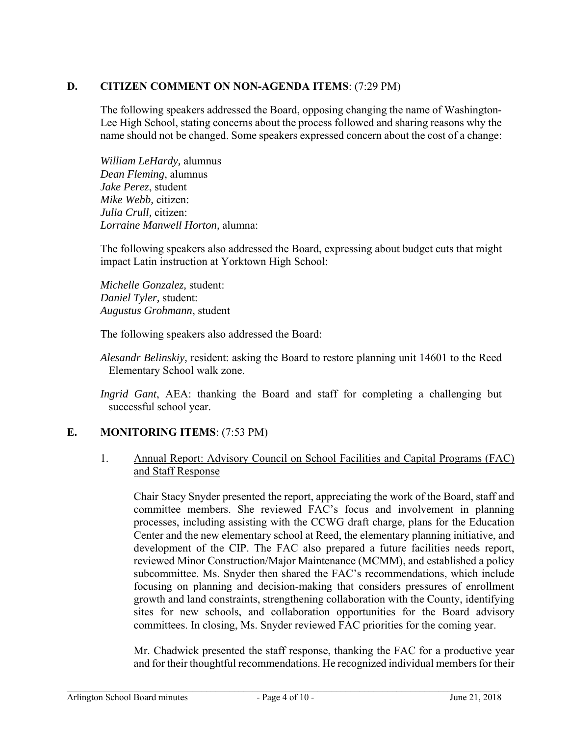## D. CITIZEN COMMENT ON NON-AGENDA ITEMS: (7:29 PM)

The following speakers addressed the Board, opposing changing the name of Washington-Lee High School, stating concerns about the process followed and sharing reasons why the name should not be changed. Some speakers expressed concern about the cost of a change:

*William LeHardy,* alumnus
*Dean Fleming*, alumnus
*Jake Perez*, student
*Mike Webb,* citizen:
*Julia Crull,* citizen:
*Lorraine Manwell Horton,* alumna:

The following speakers also addressed the Board, expressing about budget cuts that might impact Latin instruction at Yorktown High School:

*Michelle Gonzalez,* student:
*Daniel Tyler,* student:
*Augustus Grohmann*, student

The following speakers also addressed the Board:

*Alesandr Belinskiy,* resident: asking the Board to restore planning unit 14601 to the Reed Elementary School walk zone.

*Ingrid Gant*, AEA: thanking the Board and staff for completing a challenging but successful school year.

## E. MONITORING ITEMS: (7:53 PM)

1. Annual Report: Advisory Council on School Facilities and Capital Programs (FAC) and Staff Response

Chair Stacy Snyder presented the report, appreciating the work of the Board, staff and committee members. She reviewed FAC's focus and involvement in planning processes, including assisting with the CCWG draft charge, plans for the Education Center and the new elementary school at Reed, the elementary planning initiative, and development of the CIP. The FAC also prepared a future facilities needs report, reviewed Minor Construction/Major Maintenance (MCMM), and established a policy subcommittee. Ms. Snyder then shared the FAC's recommendations, which include focusing on planning and decision-making that considers pressures of enrollment growth and land constraints, strengthening collaboration with the County, identifying sites for new schools, and collaboration opportunities for the Board advisory committees. In closing, Ms. Snyder reviewed FAC priorities for the coming year.

Mr. Chadwick presented the staff response, thanking the FAC for a productive year and for their thoughtful recommendations. He recognized individual members for their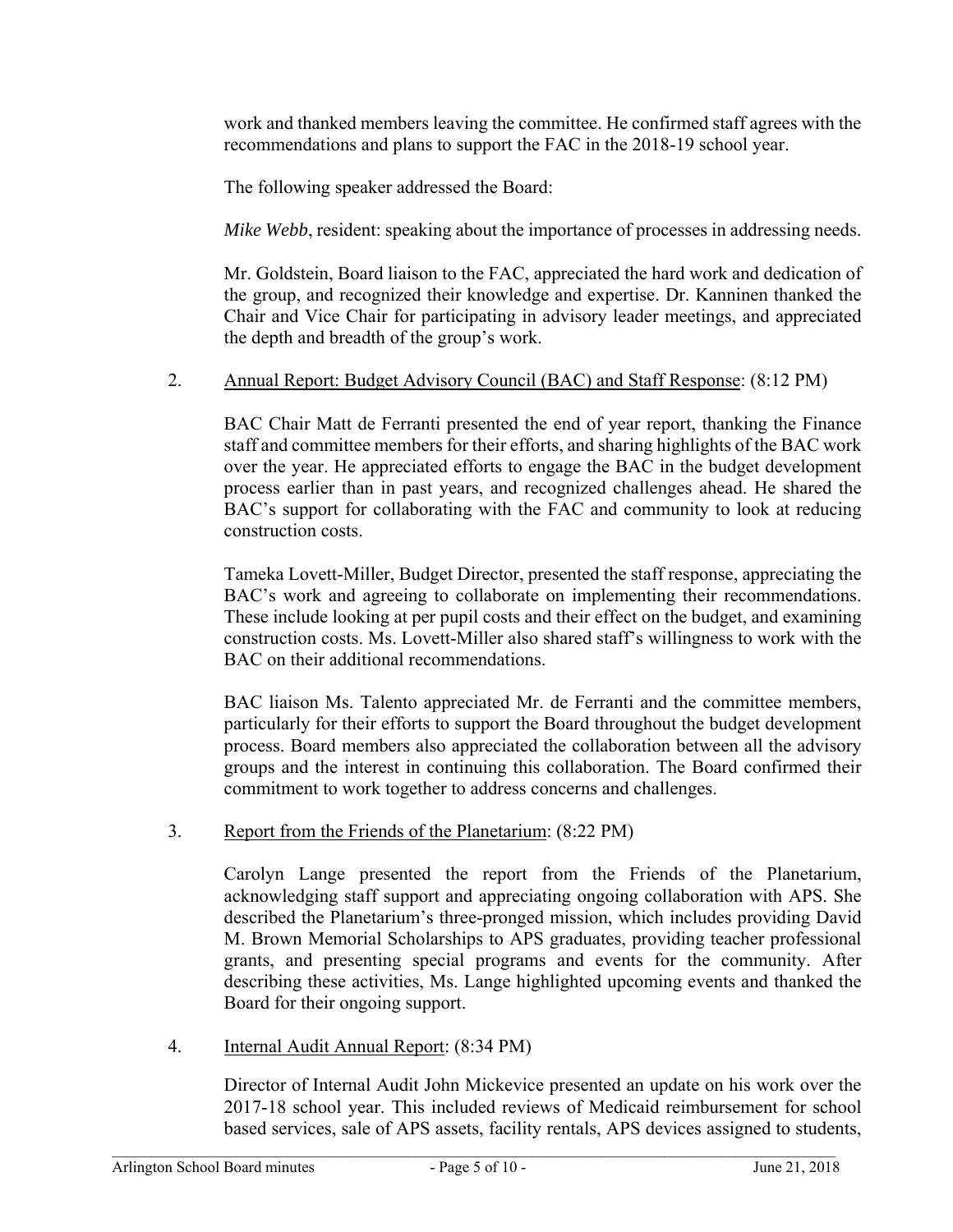work and thanked members leaving the committee. He confirmed staff agrees with the recommendations and plans to support the FAC in the 2018-19 school year.

The following speaker addressed the Board:

*Mike Webb*, resident: speaking about the importance of processes in addressing needs.

Mr. Goldstein, Board liaison to the FAC, appreciated the hard work and dedication of the group, and recognized their knowledge and expertise. Dr. Kanninen thanked the Chair and Vice Chair for participating in advisory leader meetings, and appreciated the depth and breadth of the group's work.

2. Annual Report: Budget Advisory Council (BAC) and Staff Response: (8:12 PM)

BAC Chair Matt de Ferranti presented the end of year report, thanking the Finance staff and committee members for their efforts, and sharing highlights of the BAC work over the year. He appreciated efforts to engage the BAC in the budget development process earlier than in past years, and recognized challenges ahead. He shared the BAC's support for collaborating with the FAC and community to look at reducing construction costs.

Tameka Lovett-Miller, Budget Director, presented the staff response, appreciating the BAC's work and agreeing to collaborate on implementing their recommendations. These include looking at per pupil costs and their effect on the budget, and examining construction costs. Ms. Lovett-Miller also shared staff's willingness to work with the BAC on their additional recommendations.

BAC liaison Ms. Talento appreciated Mr. de Ferranti and the committee members, particularly for their efforts to support the Board throughout the budget development process. Board members also appreciated the collaboration between all the advisory groups and the interest in continuing this collaboration. The Board confirmed their commitment to work together to address concerns and challenges.

3. Report from the Friends of the Planetarium: (8:22 PM)

Carolyn Lange presented the report from the Friends of the Planetarium, acknowledging staff support and appreciating ongoing collaboration with APS. She described the Planetarium's three-pronged mission, which includes providing David M. Brown Memorial Scholarships to APS graduates, providing teacher professional grants, and presenting special programs and events for the community. After describing these activities, Ms. Lange highlighted upcoming events and thanked the Board for their ongoing support.

4. Internal Audit Annual Report: (8:34 PM)

Director of Internal Audit John Mickevice presented an update on his work over the 2017-18 school year. This included reviews of Medicaid reimbursement for school based services, sale of APS assets, facility rentals, APS devices assigned to students,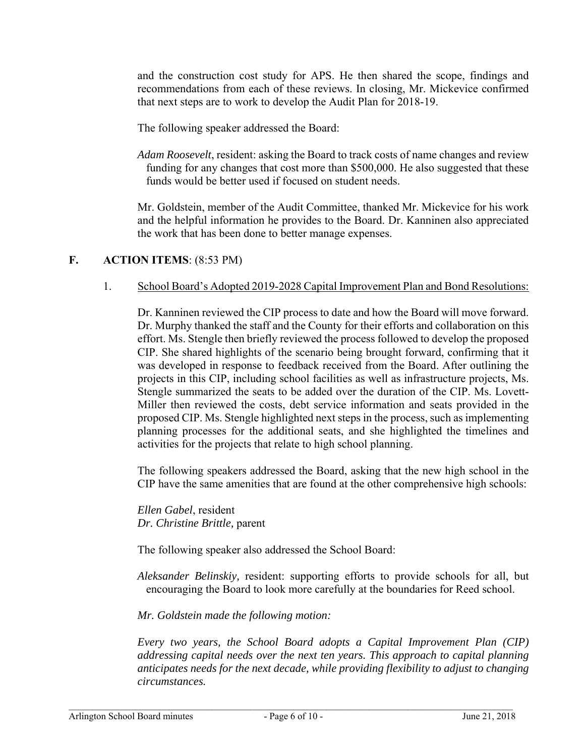and the construction cost study for APS. He then shared the scope, findings and recommendations from each of these reviews. In closing, Mr. Mickevice confirmed that next steps are to work to develop the Audit Plan for 2018-19.

The following speaker addressed the Board:

*Adam Roosevelt*, resident: asking the Board to track costs of name changes and review funding for any changes that cost more than $500,000. He also suggested that these funds would be better used if focused on student needs.

Mr. Goldstein, member of the Audit Committee, thanked Mr. Mickevice for his work and the helpful information he provides to the Board. Dr. Kanninen also appreciated the work that has been done to better manage expenses.

## F. ACTION ITEMS: (8:53 PM)

1. School Board's Adopted 2019-2028 Capital Improvement Plan and Bond Resolutions:

Dr. Kanninen reviewed the CIP process to date and how the Board will move forward. Dr. Murphy thanked the staff and the County for their efforts and collaboration on this effort. Ms. Stengle then briefly reviewed the process followed to develop the proposed CIP. She shared highlights of the scenario being brought forward, confirming that it was developed in response to feedback received from the Board. After outlining the projects in this CIP, including school facilities as well as infrastructure projects, Ms. Stengle summarized the seats to be added over the duration of the CIP. Ms. Lovett-Miller then reviewed the costs, debt service information and seats provided in the proposed CIP. Ms. Stengle highlighted next steps in the process, such as implementing planning processes for the additional seats, and she highlighted the timelines and activities for the projects that relate to high school planning.

The following speakers addressed the Board, asking that the new high school in the CIP have the same amenities that are found at the other comprehensive high schools:

*Ellen Gabel*, resident
*Dr. Christine Brittle,* parent

The following speaker also addressed the School Board:

*Aleksander Belinskiy,* resident: supporting efforts to provide schools for all, but encouraging the Board to look more carefully at the boundaries for Reed school.

*Mr. Goldstein made the following motion:*

*Every two years, the School Board adopts a Capital Improvement Plan (CIP) addressing capital needs over the next ten years. This approach to capital planning anticipates needs for the next decade, while providing flexibility to adjust to changing circumstances.*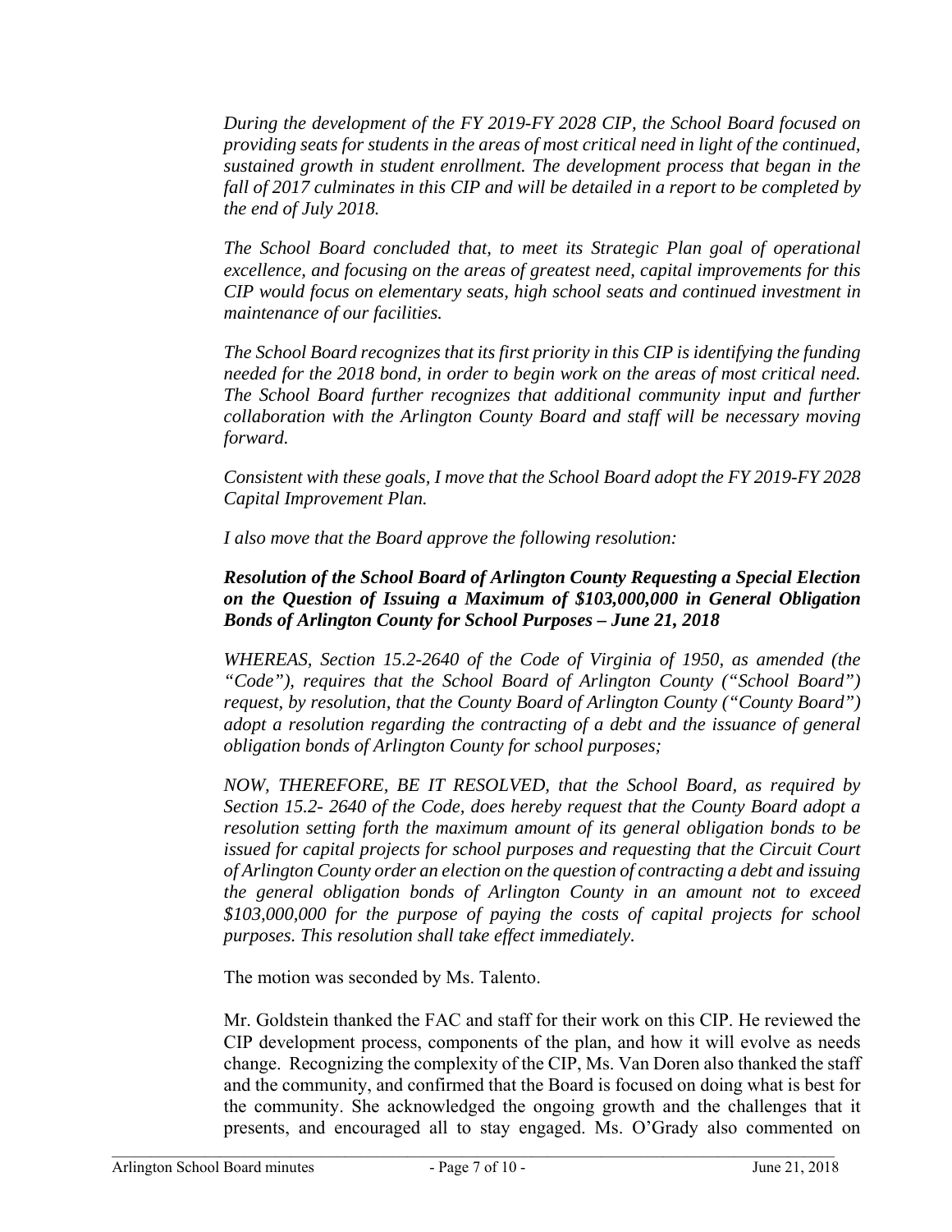*During the development of the FY 2019-FY 2028 CIP, the School Board focused on providing seats for students in the areas of most critical need in light of the continued, sustained growth in student enrollment. The development process that began in the fall of 2017 culminates in this CIP and will be detailed in a report to be completed by the end of July 2018.*

*The School Board concluded that, to meet its Strategic Plan goal of operational excellence, and focusing on the areas of greatest need, capital improvements for this CIP would focus on elementary seats, high school seats and continued investment in maintenance of our facilities.*

*The School Board recognizes that its first priority in this CIP is identifying the funding needed for the 2018 bond, in order to begin work on the areas of most critical need. The School Board further recognizes that additional community input and further collaboration with the Arlington County Board and staff will be necessary moving forward.*

*Consistent with these goals, I move that the School Board adopt the FY 2019-FY 2028 Capital Improvement Plan.*

*I also move that the Board approve the following resolution:*

***Resolution of the School Board of Arlington County Requesting a Special Election on the Question of Issuing a Maximum of $103,000,000 in General Obligation Bonds of Arlington County for School Purposes – June 21, 2018***

*WHEREAS, Section 15.2-2640 of the Code of Virginia of 1950, as amended (the "Code"), requires that the School Board of Arlington County ("School Board") request, by resolution, that the County Board of Arlington County ("County Board") adopt a resolution regarding the contracting of a debt and the issuance of general obligation bonds of Arlington County for school purposes;*

*NOW, THEREFORE, BE IT RESOLVED, that the School Board, as required by Section 15.2- 2640 of the Code, does hereby request that the County Board adopt a resolution setting forth the maximum amount of its general obligation bonds to be issued for capital projects for school purposes and requesting that the Circuit Court of Arlington County order an election on the question of contracting a debt and issuing the general obligation bonds of Arlington County in an amount not to exceed $103,000,000 for the purpose of paying the costs of capital projects for school purposes. This resolution shall take effect immediately.*

The motion was seconded by Ms. Talento.

Mr. Goldstein thanked the FAC and staff for their work on this CIP. He reviewed the CIP development process, components of the plan, and how it will evolve as needs change. Recognizing the complexity of the CIP, Ms. Van Doren also thanked the staff and the community, and confirmed that the Board is focused on doing what is best for the community. She acknowledged the ongoing growth and the challenges that it presents, and encouraged all to stay engaged. Ms. O'Grady also commented on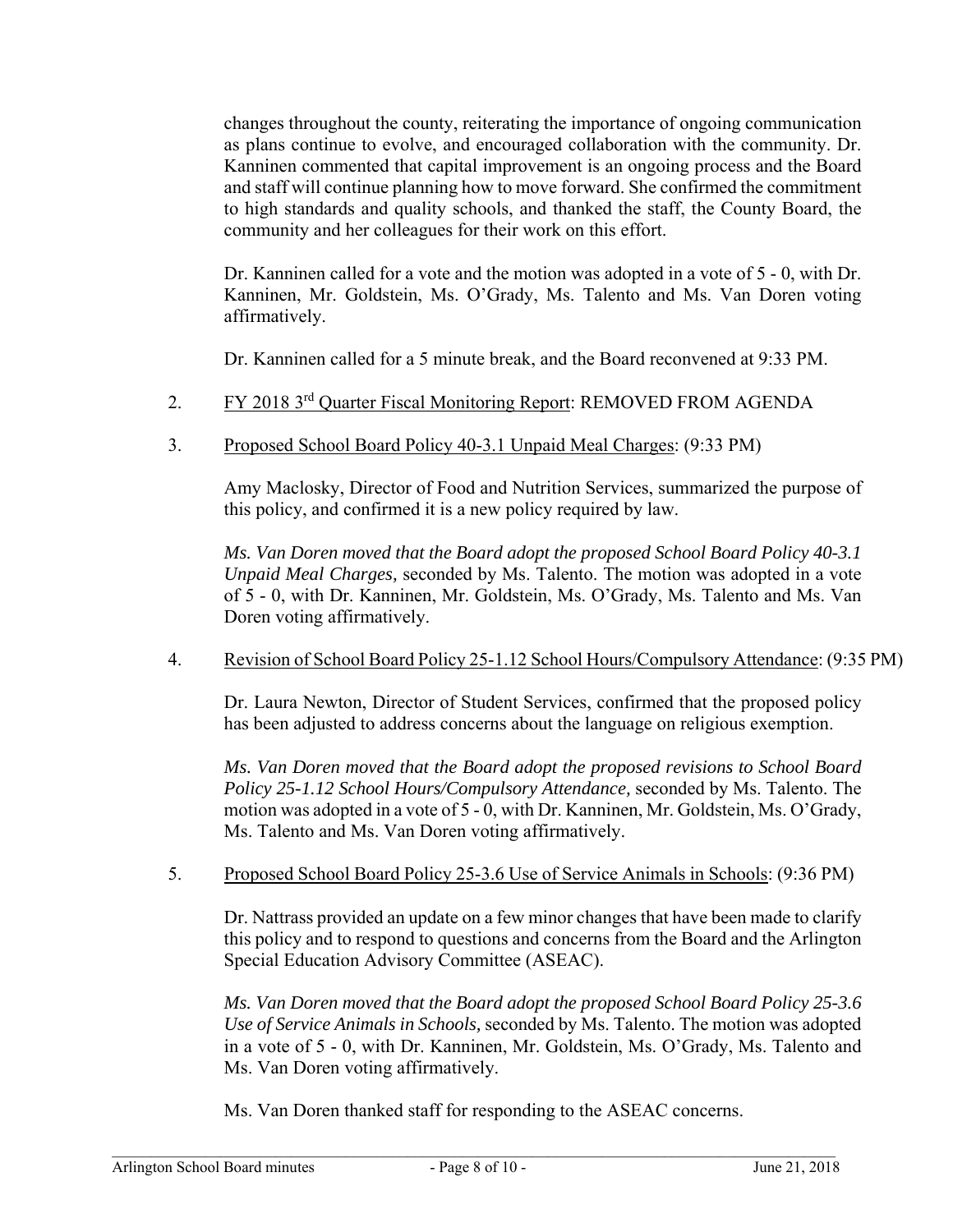changes throughout the county, reiterating the importance of ongoing communication as plans continue to evolve, and encouraged collaboration with the community. Dr. Kanninen commented that capital improvement is an ongoing process and the Board and staff will continue planning how to move forward. She confirmed the commitment to high standards and quality schools, and thanked the staff, the County Board, the community and her colleagues for their work on this effort.

Dr. Kanninen called for a vote and the motion was adopted in a vote of 5 - 0, with Dr. Kanninen, Mr. Goldstein, Ms. O'Grady, Ms. Talento and Ms. Van Doren voting affirmatively.

Dr. Kanninen called for a 5 minute break, and the Board reconvened at 9:33 PM.

2. FY 2018 3rd Quarter Fiscal Monitoring Report: REMOVED FROM AGENDA

3. Proposed School Board Policy 40-3.1 Unpaid Meal Charges: (9:33 PM)

   Amy Maclosky, Director of Food and Nutrition Services, summarized the purpose of this policy, and confirmed it is a new policy required by law.

   *Ms. Van Doren moved that the Board adopt the proposed School Board Policy 40-3.1 Unpaid Meal Charges,* seconded by Ms. Talento. The motion was adopted in a vote of 5 - 0, with Dr. Kanninen, Mr. Goldstein, Ms. O'Grady, Ms. Talento and Ms. Van Doren voting affirmatively.

4. Revision of School Board Policy 25-1.12 School Hours/Compulsory Attendance: (9:35 PM)

   Dr. Laura Newton, Director of Student Services, confirmed that the proposed policy has been adjusted to address concerns about the language on religious exemption.

   *Ms. Van Doren moved that the Board adopt the proposed revisions to School Board Policy 25-1.12 School Hours/Compulsory Attendance,* seconded by Ms. Talento. The motion was adopted in a vote of 5 - 0, with Dr. Kanninen, Mr. Goldstein, Ms. O'Grady, Ms. Talento and Ms. Van Doren voting affirmatively.

5. Proposed School Board Policy 25-3.6 Use of Service Animals in Schools: (9:36 PM)

   Dr. Nattrass provided an update on a few minor changes that have been made to clarify this policy and to respond to questions and concerns from the Board and the Arlington Special Education Advisory Committee (ASEAC).

   *Ms. Van Doren moved that the Board adopt the proposed School Board Policy 25-3.6 Use of Service Animals in Schools,* seconded by Ms. Talento. The motion was adopted in a vote of 5 - 0, with Dr. Kanninen, Mr. Goldstein, Ms. O'Grady, Ms. Talento and Ms. Van Doren voting affirmatively.

   Ms. Van Doren thanked staff for responding to the ASEAC concerns.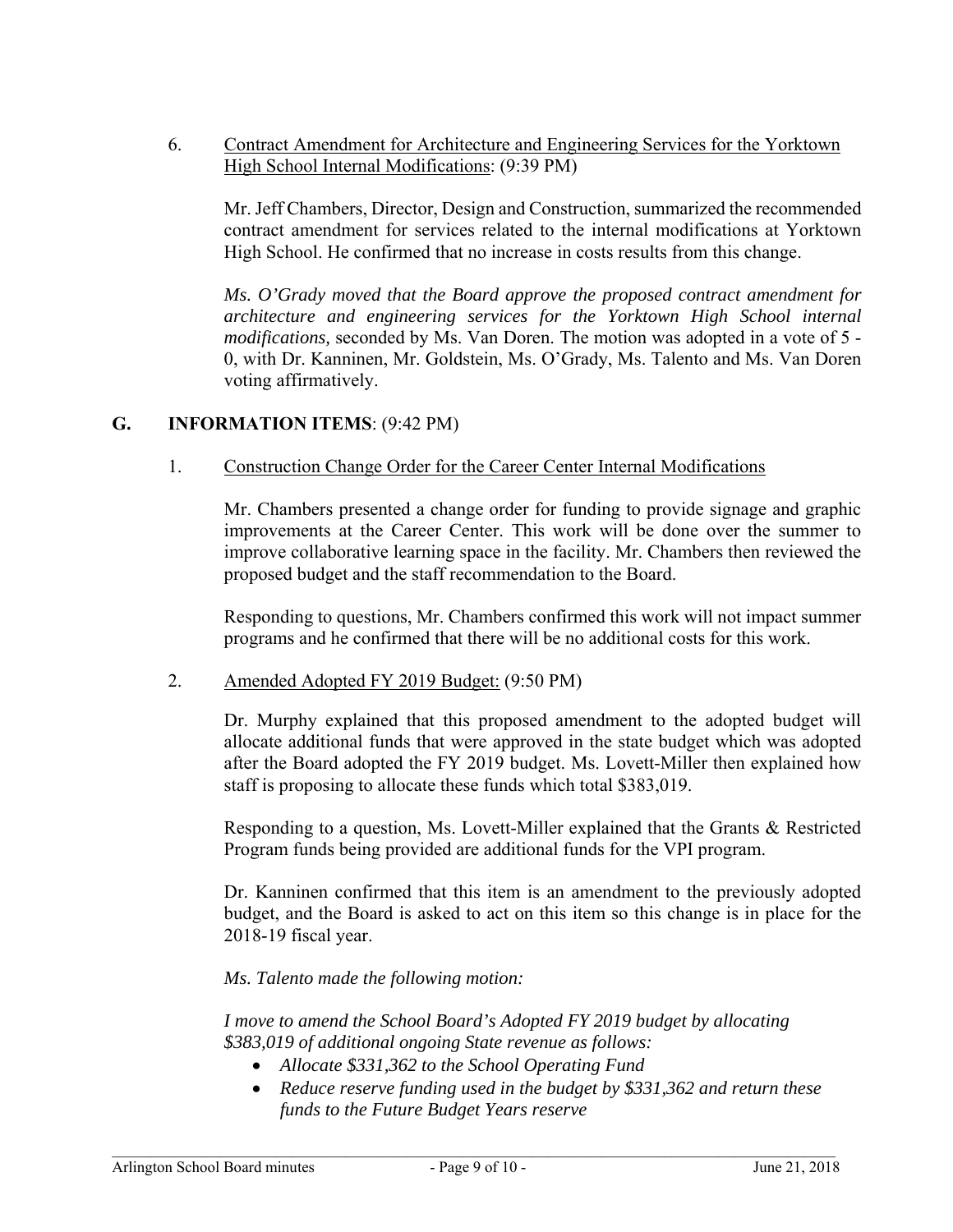6. Contract Amendment for Architecture and Engineering Services for the Yorktown High School Internal Modifications: (9:39 PM)

   Mr. Jeff Chambers, Director, Design and Construction, summarized the recommended contract amendment for services related to the internal modifications at Yorktown High School. He confirmed that no increase in costs results from this change.

   *Ms. O'Grady moved that the Board approve the proposed contract amendment for architecture and engineering services for the Yorktown High School internal modifications,* seconded by Ms. Van Doren. The motion was adopted in a vote of 5 - 0, with Dr. Kanninen, Mr. Goldstein, Ms. O'Grady, Ms. Talento and Ms. Van Doren voting affirmatively.

## G. INFORMATION ITEMS: (9:42 PM)

1. Construction Change Order for the Career Center Internal Modifications

   Mr. Chambers presented a change order for funding to provide signage and graphic improvements at the Career Center. This work will be done over the summer to improve collaborative learning space in the facility. Mr. Chambers then reviewed the proposed budget and the staff recommendation to the Board.

   Responding to questions, Mr. Chambers confirmed this work will not impact summer programs and he confirmed that there will be no additional costs for this work.

2. Amended Adopted FY 2019 Budget: (9:50 PM)

   Dr. Murphy explained that this proposed amendment to the adopted budget will allocate additional funds that were approved in the state budget which was adopted after the Board adopted the FY 2019 budget. Ms. Lovett-Miller then explained how staff is proposing to allocate these funds which total $383,019.

   Responding to a question, Ms. Lovett-Miller explained that the Grants & Restricted Program funds being provided are additional funds for the VPI program.

   Dr. Kanninen confirmed that this item is an amendment to the previously adopted budget, and the Board is asked to act on this item so this change is in place for the 2018-19 fiscal year.

   *Ms. Talento made the following motion:*

   *I move to amend the School Board's Adopted FY 2019 budget by allocating $383,019 of additional ongoing State revenue as follows:*

   - *Allocate $331,362 to the School Operating Fund*
   - *Reduce reserve funding used in the budget by $331,362 and return these funds to the Future Budget Years reserve*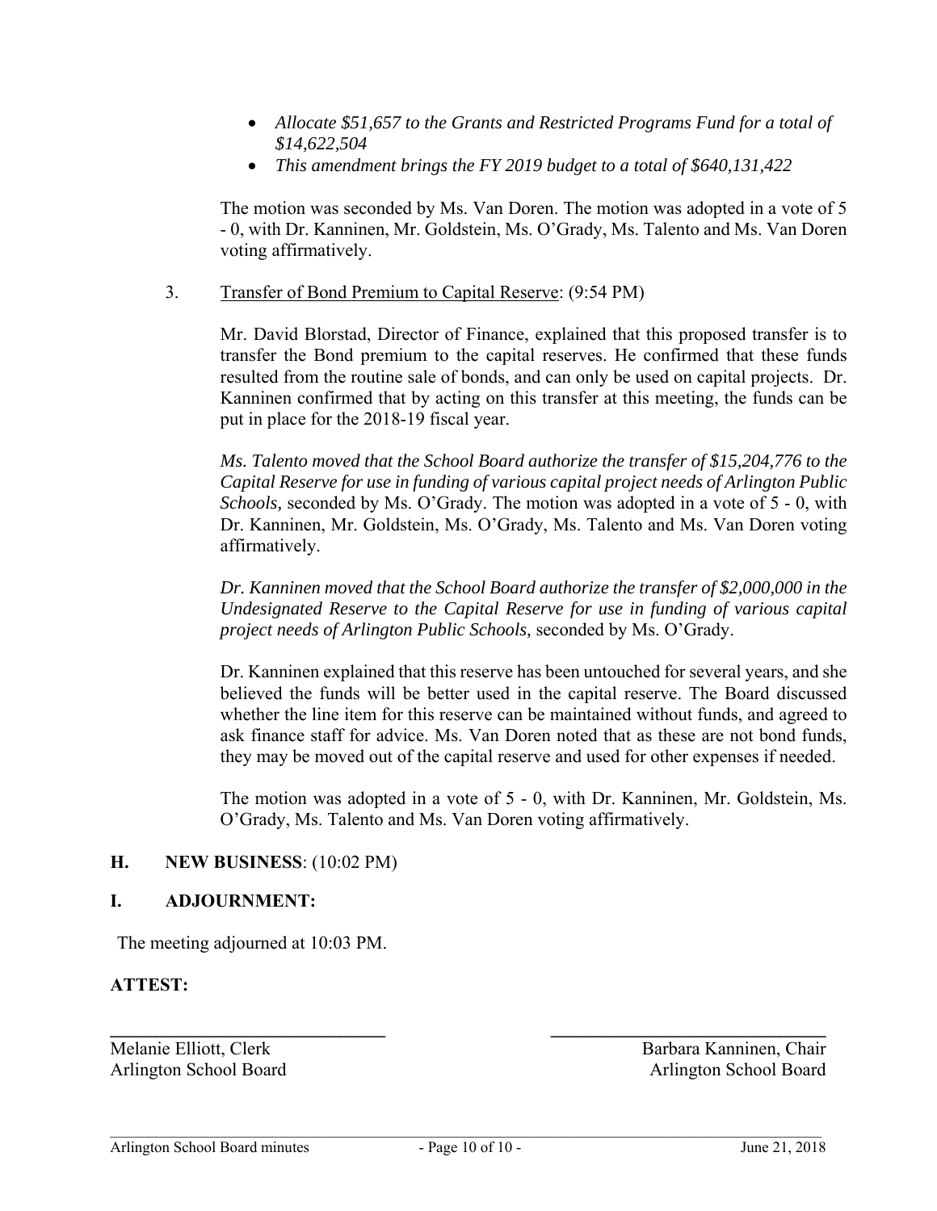- *Allocate $51,657 to the Grants and Restricted Programs Fund for a total of $14,622,504*
- *This amendment brings the FY 2019 budget to a total of $640,131,422*

The motion was seconded by Ms. Van Doren. The motion was adopted in a vote of 5 - 0, with Dr. Kanninen, Mr. Goldstein, Ms. O'Grady, Ms. Talento and Ms. Van Doren voting affirmatively.

3. Transfer of Bond Premium to Capital Reserve: (9:54 PM)

Mr. David Blorstad, Director of Finance, explained that this proposed transfer is to transfer the Bond premium to the capital reserves. He confirmed that these funds resulted from the routine sale of bonds, and can only be used on capital projects. Dr. Kanninen confirmed that by acting on this transfer at this meeting, the funds can be put in place for the 2018-19 fiscal year.

*Ms. Talento moved that the School Board authorize the transfer of $15,204,776 to the Capital Reserve for use in funding of various capital project needs of Arlington Public Schools,* seconded by Ms. O'Grady. The motion was adopted in a vote of 5 - 0, with Dr. Kanninen, Mr. Goldstein, Ms. O'Grady, Ms. Talento and Ms. Van Doren voting affirmatively.

*Dr. Kanninen moved that the School Board authorize the transfer of $2,000,000 in the Undesignated Reserve to the Capital Reserve for use in funding of various capital project needs of Arlington Public Schools,* seconded by Ms. O'Grady.

Dr. Kanninen explained that this reserve has been untouched for several years, and she believed the funds will be better used in the capital reserve. The Board discussed whether the line item for this reserve can be maintained without funds, and agreed to ask finance staff for advice. Ms. Van Doren noted that as these are not bond funds, they may be moved out of the capital reserve and used for other expenses if needed.

The motion was adopted in a vote of 5 - 0, with Dr. Kanninen, Mr. Goldstein, Ms. O'Grady, Ms. Talento and Ms. Van Doren voting affirmatively.

**H. NEW BUSINESS**: (10:02 PM)

**I. ADJOURNMENT:**

The meeting adjourned at 10:03 PM.

**ATTEST:**

\_\_\_\_\_\_\_\_\_\_\_\_\_\_\_\_\_\_\_\_\_\_\_\_\_\_\_\_\_\_
Melanie Elliott, Clerk
Arlington School Board

\_\_\_\_\_\_\_\_\_\_\_\_\_\_\_\_\_\_\_\_\_\_\_\_\_\_\_\_\_\_
Barbara Kanninen, Chair
Arlington School Board